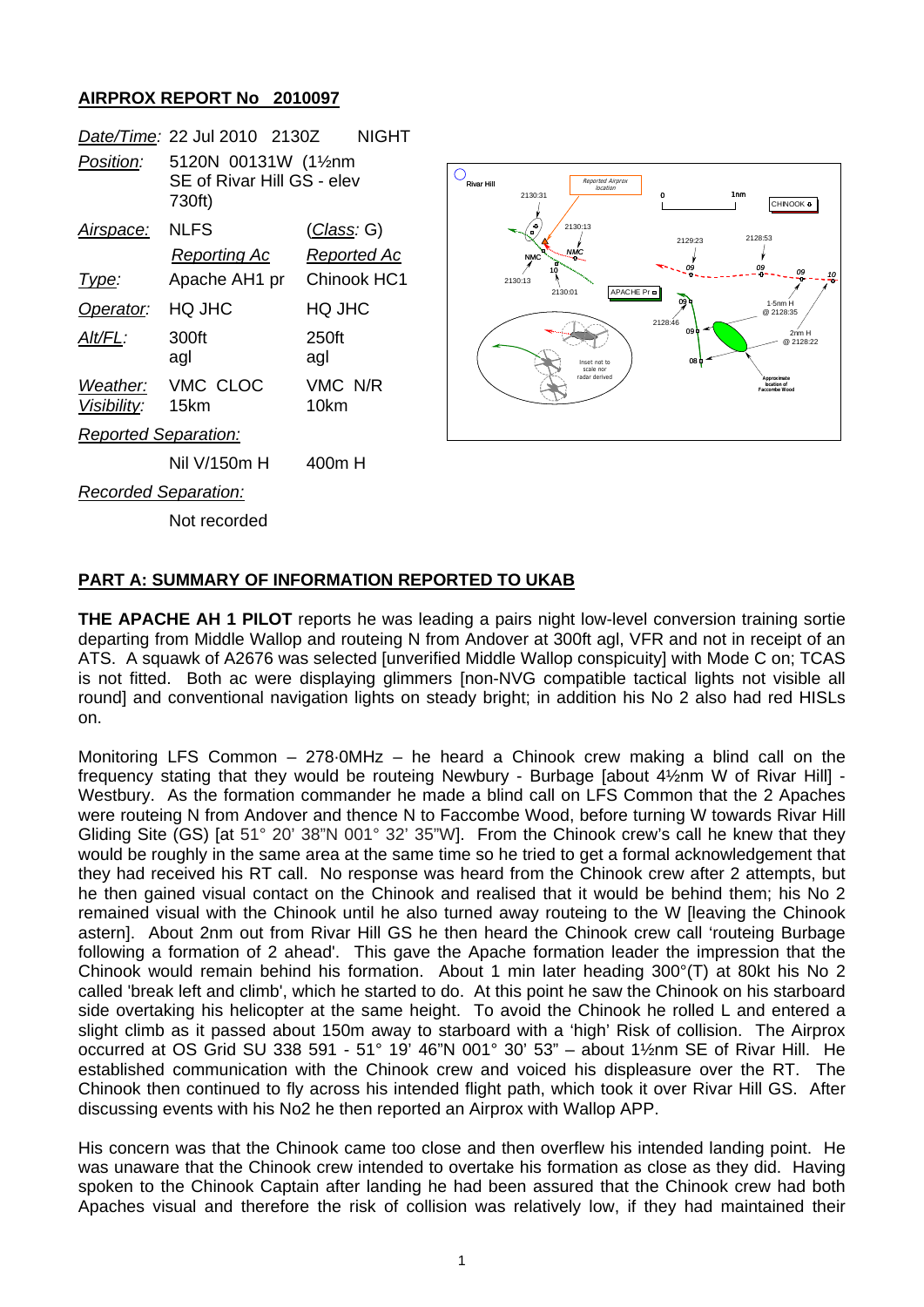## AIRPROX REPORT No 2010097

| | | | |
|---|---|---|---|
| *Date/Time:* | 22 Jul 2010 2130Z | NIGHT | |
| *Position:* | 5120N 00131W (1½nm SE of Rivar Hill GS - elev 730ft) | | |
| *Airspace:* | NLFS | (*Class*: G) | |
| | *Reporting Ac* | *Reported Ac* | |
| *Type:* | Apache AH1 pr | Chinook HC1 | |
| *Operator:* | HQ JHC | HQ JHC | |
| *Alt/FL:* | 300ft agl | 250ft agl | |
| *Weather:* *Visibility:* | VMC CLOC 15km | VMC N/R 10km | |
| *Reported Separation:* | | | |
| | Nil V/150m H | 400m H | |
| *Recorded Separation:* | | | |
| | Not recorded | | |

## PART A: SUMMARY OF INFORMATION REPORTED TO UKAB

**THE APACHE AH 1 PILOT** reports he was leading a pairs night low-level conversion training sortie departing from Middle Wallop and routeing N from Andover at 300ft agl, VFR and not in receipt of an ATS. A squawk of A2676 was selected [unverified Middle Wallop conspicuity] with Mode C on; TCAS is not fitted. Both ac were displaying glimmers [non-NVG compatible tactical lights not visible all round] and conventional navigation lights on steady bright; in addition his No 2 also had red HISLs on.

Monitoring LFS Common – 278·0MHz – he heard a Chinook crew making a blind call on the frequency stating that they would be routeing Newbury - Burbage [about 4½nm W of Rivar Hill] - Westbury. As the formation commander he made a blind call on LFS Common that the 2 Apaches were routeing N from Andover and thence N to Faccombe Wood, before turning W towards Rivar Hill Gliding Site (GS) [at 51° 20' 38"N 001° 32' 35"W]. From the Chinook crew's call he knew that they would be roughly in the same area at the same time so he tried to get a formal acknowledgement that they had received his RT call. No response was heard from the Chinook crew after 2 attempts, but he then gained visual contact on the Chinook and realised that it would be behind them; his No 2 remained visual with the Chinook until he also turned away routeing to the W [leaving the Chinook astern]. About 2nm out from Rivar Hill GS he then heard the Chinook crew call 'routeing Burbage following a formation of 2 ahead'. This gave the Apache formation leader the impression that the Chinook would remain behind his formation. About 1 min later heading 300°(T) at 80kt his No 2 called 'break left and climb', which he started to do. At this point he saw the Chinook on his starboard side overtaking his helicopter at the same height. To avoid the Chinook he rolled L and entered a slight climb as it passed about 150m away to starboard with a 'high' Risk of collision. The Airprox occurred at OS Grid SU 338 591 - 51° 19' 46"N 001° 30' 53" – about 1½nm SE of Rivar Hill. He established communication with the Chinook crew and voiced his displeasure over the RT. The Chinook then continued to fly across his intended flight path, which took it over Rivar Hill GS. After discussing events with his No2 he then reported an Airprox with Wallop APP.

His concern was that the Chinook came too close and then overflew his intended landing point. He was unaware that the Chinook crew intended to overtake his formation as close as they did. Having spoken to the Chinook Captain after landing he had been assured that the Chinook crew had both Apaches visual and therefore the risk of collision was relatively low, if they had maintained their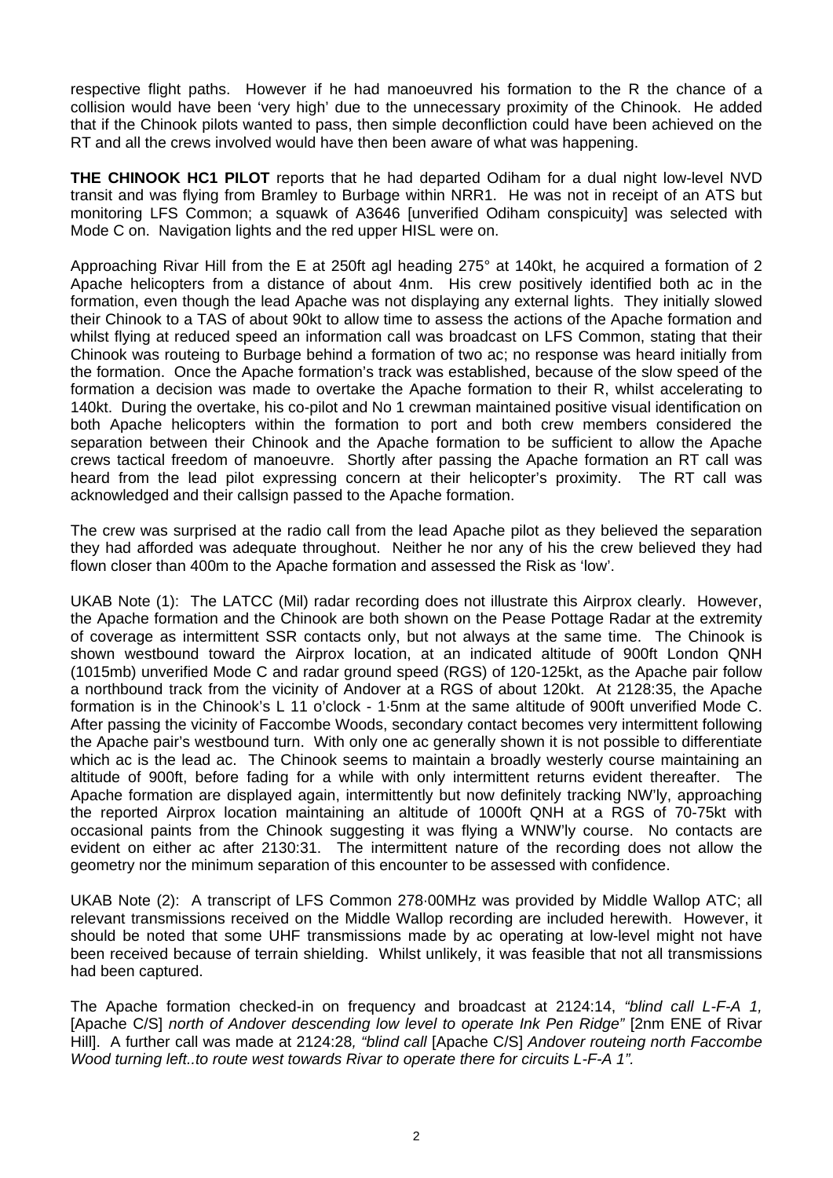respective flight paths. However if he had manoeuvred his formation to the R the chance of a collision would have been 'very high' due to the unnecessary proximity of the Chinook. He added that if the Chinook pilots wanted to pass, then simple deconfliction could have been achieved on the RT and all the crews involved would have then been aware of what was happening.

**THE CHINOOK HC1 PILOT** reports that he had departed Odiham for a dual night low-level NVD transit and was flying from Bramley to Burbage within NRR1. He was not in receipt of an ATS but monitoring LFS Common; a squawk of A3646 [unverified Odiham conspicuity] was selected with Mode C on. Navigation lights and the red upper HISL were on.

Approaching Rivar Hill from the E at 250ft agl heading 275° at 140kt, he acquired a formation of 2 Apache helicopters from a distance of about 4nm. His crew positively identified both ac in the formation, even though the lead Apache was not displaying any external lights. They initially slowed their Chinook to a TAS of about 90kt to allow time to assess the actions of the Apache formation and whilst flying at reduced speed an information call was broadcast on LFS Common, stating that their Chinook was routeing to Burbage behind a formation of two ac; no response was heard initially from the formation. Once the Apache formation's track was established, because of the slow speed of the formation a decision was made to overtake the Apache formation to their R, whilst accelerating to 140kt. During the overtake, his co-pilot and No 1 crewman maintained positive visual identification on both Apache helicopters within the formation to port and both crew members considered the separation between their Chinook and the Apache formation to be sufficient to allow the Apache crews tactical freedom of manoeuvre. Shortly after passing the Apache formation an RT call was heard from the lead pilot expressing concern at their helicopter's proximity. The RT call was acknowledged and their callsign passed to the Apache formation.

The crew was surprised at the radio call from the lead Apache pilot as they believed the separation they had afforded was adequate throughout. Neither he nor any of his the crew believed they had flown closer than 400m to the Apache formation and assessed the Risk as 'low'.

UKAB Note (1): The LATCC (Mil) radar recording does not illustrate this Airprox clearly. However, the Apache formation and the Chinook are both shown on the Pease Pottage Radar at the extremity of coverage as intermittent SSR contacts only, but not always at the same time. The Chinook is shown westbound toward the Airprox location, at an indicated altitude of 900ft London QNH (1015mb) unverified Mode C and radar ground speed (RGS) of 120-125kt, as the Apache pair follow a northbound track from the vicinity of Andover at a RGS of about 120kt. At 2128:35, the Apache formation is in the Chinook's L 11 o'clock - 1·5nm at the same altitude of 900ft unverified Mode C. After passing the vicinity of Faccombe Woods, secondary contact becomes very intermittent following the Apache pair's westbound turn. With only one ac generally shown it is not possible to differentiate which ac is the lead ac. The Chinook seems to maintain a broadly westerly course maintaining an altitude of 900ft, before fading for a while with only intermittent returns evident thereafter. The Apache formation are displayed again, intermittently but now definitely tracking NW'ly, approaching the reported Airprox location maintaining an altitude of 1000ft QNH at a RGS of 70-75kt with occasional paints from the Chinook suggesting it was flying a WNW'ly course. No contacts are evident on either ac after 2130:31. The intermittent nature of the recording does not allow the geometry nor the minimum separation of this encounter to be assessed with confidence.

UKAB Note (2): A transcript of LFS Common 278·00MHz was provided by Middle Wallop ATC; all relevant transmissions received on the Middle Wallop recording are included herewith. However, it should be noted that some UHF transmissions made by ac operating at low-level might not have been received because of terrain shielding. Whilst unlikely, it was feasible that not all transmissions had been captured.

The Apache formation checked-in on frequency and broadcast at 2124:14, *"blind call L-F-A 1,* [Apache C/S] *north of Andover descending low level to operate Ink Pen Ridge"* [2nm ENE of Rivar Hill]. A further call was made at 2124:28*, "blind call* [Apache C/S] *Andover routeing north Faccombe Wood turning left..to route west towards Rivar to operate there for circuits L-F-A 1".*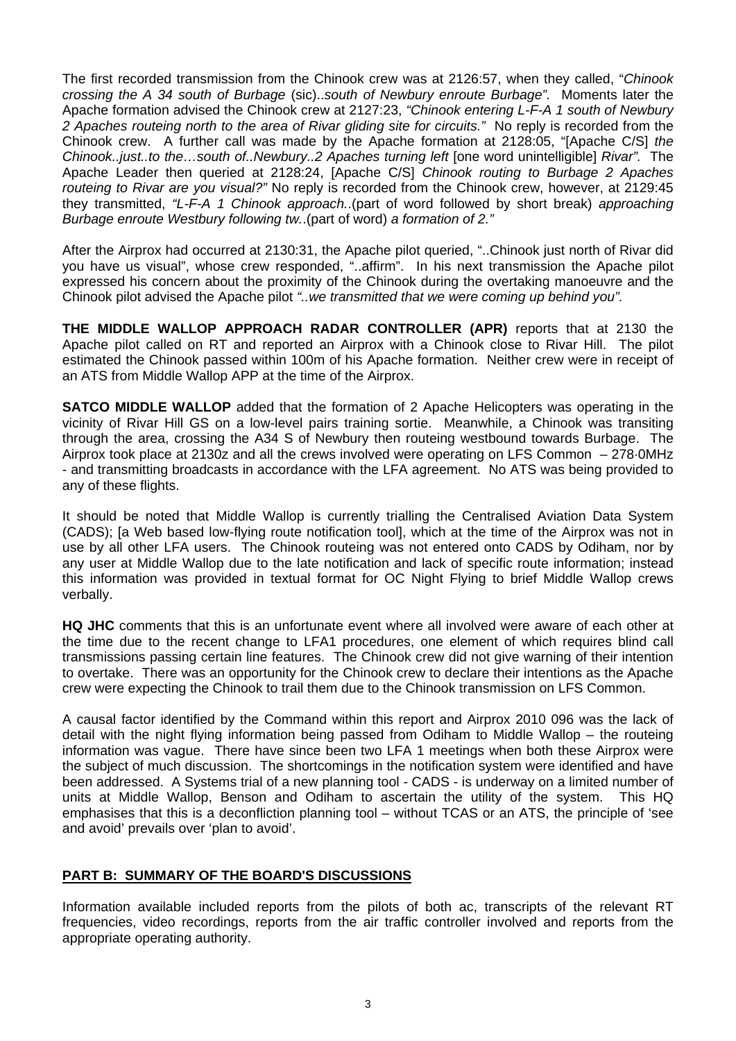The first recorded transmission from the Chinook crew was at 2126:57, when they called, "*Chinook crossing the A 34 south of Burbage* (sic)..*south of Newbury enroute Burbage".* Moments later the Apache formation advised the Chinook crew at 2127:23, *"Chinook entering L-F-A 1 south of Newbury 2 Apaches routeing north to the area of Rivar gliding site for circuits."* No reply is recorded from the Chinook crew. A further call was made by the Apache formation at 2128:05, "[Apache C/S] *the Chinook..just..to the…south of..Newbury..2 Apaches turning left* [one word unintelligible] *Rivar".* The Apache Leader then queried at 2128:24, [Apache C/S] *Chinook routing to Burbage 2 Apaches routeing to Rivar are you visual?"* No reply is recorded from the Chinook crew, however, at 2129:45 they transmitted, *"L-F-A 1 Chinook approach.*.(part of word followed by short break) *approaching Burbage enroute Westbury following tw.*.(part of word) *a formation of 2."*

After the Airprox had occurred at 2130:31, the Apache pilot queried, "..Chinook just north of Rivar did you have us visual", whose crew responded, "..affirm". In his next transmission the Apache pilot expressed his concern about the proximity of the Chinook during the overtaking manoeuvre and the Chinook pilot advised the Apache pilot *"..we transmitted that we were coming up behind you".*

**THE MIDDLE WALLOP APPROACH RADAR CONTROLLER (APR)** reports that at 2130 the Apache pilot called on RT and reported an Airprox with a Chinook close to Rivar Hill. The pilot estimated the Chinook passed within 100m of his Apache formation. Neither crew were in receipt of an ATS from Middle Wallop APP at the time of the Airprox.

**SATCO MIDDLE WALLOP** added that the formation of 2 Apache Helicopters was operating in the vicinity of Rivar Hill GS on a low-level pairs training sortie. Meanwhile, a Chinook was transiting through the area, crossing the A34 S of Newbury then routeing westbound towards Burbage. The Airprox took place at 2130z and all the crews involved were operating on LFS Common – 278·0MHz - and transmitting broadcasts in accordance with the LFA agreement. No ATS was being provided to any of these flights.

It should be noted that Middle Wallop is currently trialling the Centralised Aviation Data System (CADS); [a Web based low-flying route notification tool], which at the time of the Airprox was not in use by all other LFA users. The Chinook routeing was not entered onto CADS by Odiham, nor by any user at Middle Wallop due to the late notification and lack of specific route information; instead this information was provided in textual format for OC Night Flying to brief Middle Wallop crews verbally.

**HQ JHC** comments that this is an unfortunate event where all involved were aware of each other at the time due to the recent change to LFA1 procedures, one element of which requires blind call transmissions passing certain line features. The Chinook crew did not give warning of their intention to overtake. There was an opportunity for the Chinook crew to declare their intentions as the Apache crew were expecting the Chinook to trail them due to the Chinook transmission on LFS Common.

A causal factor identified by the Command within this report and Airprox 2010 096 was the lack of detail with the night flying information being passed from Odiham to Middle Wallop – the routeing information was vague. There have since been two LFA 1 meetings when both these Airprox were the subject of much discussion. The shortcomings in the notification system were identified and have been addressed. A Systems trial of a new planning tool - CADS - is underway on a limited number of units at Middle Wallop, Benson and Odiham to ascertain the utility of the system. This HQ emphasises that this is a deconfliction planning tool – without TCAS or an ATS, the principle of 'see and avoid' prevails over 'plan to avoid'.

## PART B: SUMMARY OF THE BOARD'S DISCUSSIONS

Information available included reports from the pilots of both ac, transcripts of the relevant RT frequencies, video recordings, reports from the air traffic controller involved and reports from the appropriate operating authority.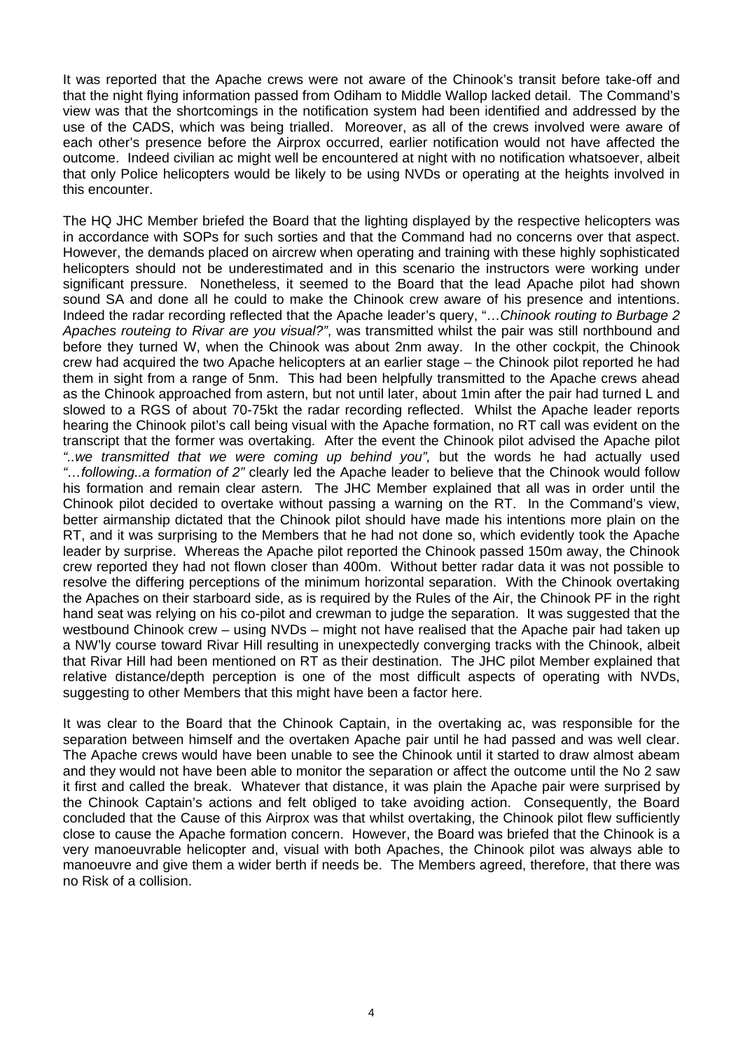It was reported that the Apache crews were not aware of the Chinook's transit before take-off and that the night flying information passed from Odiham to Middle Wallop lacked detail. The Command's view was that the shortcomings in the notification system had been identified and addressed by the use of the CADS, which was being trialled. Moreover, as all of the crews involved were aware of each other's presence before the Airprox occurred, earlier notification would not have affected the outcome. Indeed civilian ac might well be encountered at night with no notification whatsoever, albeit that only Police helicopters would be likely to be using NVDs or operating at the heights involved in this encounter.

The HQ JHC Member briefed the Board that the lighting displayed by the respective helicopters was in accordance with SOPs for such sorties and that the Command had no concerns over that aspect. However, the demands placed on aircrew when operating and training with these highly sophisticated helicopters should not be underestimated and in this scenario the instructors were working under significant pressure. Nonetheless, it seemed to the Board that the lead Apache pilot had shown sound SA and done all he could to make the Chinook crew aware of his presence and intentions. Indeed the radar recording reflected that the Apache leader's query, "…*Chinook routing to Burbage 2 Apaches routeing to Rivar are you visual?"*, was transmitted whilst the pair was still northbound and before they turned W, when the Chinook was about 2nm away. In the other cockpit, the Chinook crew had acquired the two Apache helicopters at an earlier stage – the Chinook pilot reported he had them in sight from a range of 5nm. This had been helpfully transmitted to the Apache crews ahead as the Chinook approached from astern, but not until later, about 1min after the pair had turned L and slowed to a RGS of about 70-75kt the radar recording reflected. Whilst the Apache leader reports hearing the Chinook pilot's call being visual with the Apache formation, no RT call was evident on the transcript that the former was overtaking. After the event the Chinook pilot advised the Apache pilot *"..we transmitted that we were coming up behind you",* but the words he had actually used *"…following..a formation of 2"* clearly led the Apache leader to believe that the Chinook would follow his formation and remain clear astern. The JHC Member explained that all was in order until the Chinook pilot decided to overtake without passing a warning on the RT. In the Command's view, better airmanship dictated that the Chinook pilot should have made his intentions more plain on the RT, and it was surprising to the Members that he had not done so, which evidently took the Apache leader by surprise. Whereas the Apache pilot reported the Chinook passed 150m away, the Chinook crew reported they had not flown closer than 400m. Without better radar data it was not possible to resolve the differing perceptions of the minimum horizontal separation. With the Chinook overtaking the Apaches on their starboard side, as is required by the Rules of the Air, the Chinook PF in the right hand seat was relying on his co-pilot and crewman to judge the separation. It was suggested that the westbound Chinook crew – using NVDs – might not have realised that the Apache pair had taken up a NW'ly course toward Rivar Hill resulting in unexpectedly converging tracks with the Chinook, albeit that Rivar Hill had been mentioned on RT as their destination. The JHC pilot Member explained that relative distance/depth perception is one of the most difficult aspects of operating with NVDs, suggesting to other Members that this might have been a factor here.

It was clear to the Board that the Chinook Captain, in the overtaking ac, was responsible for the separation between himself and the overtaken Apache pair until he had passed and was well clear. The Apache crews would have been unable to see the Chinook until it started to draw almost abeam and they would not have been able to monitor the separation or affect the outcome until the No 2 saw it first and called the break. Whatever that distance, it was plain the Apache pair were surprised by the Chinook Captain's actions and felt obliged to take avoiding action. Consequently, the Board concluded that the Cause of this Airprox was that whilst overtaking, the Chinook pilot flew sufficiently close to cause the Apache formation concern. However, the Board was briefed that the Chinook is a very manoeuvrable helicopter and, visual with both Apaches, the Chinook pilot was always able to manoeuvre and give them a wider berth if needs be. The Members agreed, therefore, that there was no Risk of a collision.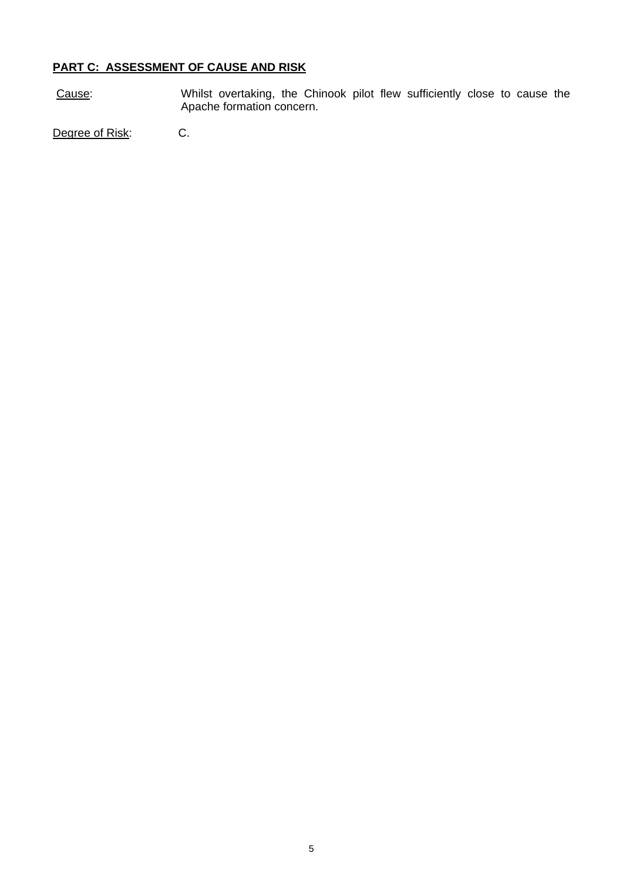**PART C: ASSESSMENT OF CAUSE AND RISK**

Cause: Whilst overtaking, the Chinook pilot flew sufficiently close to cause the Apache formation concern.

Degree of Risk: C.